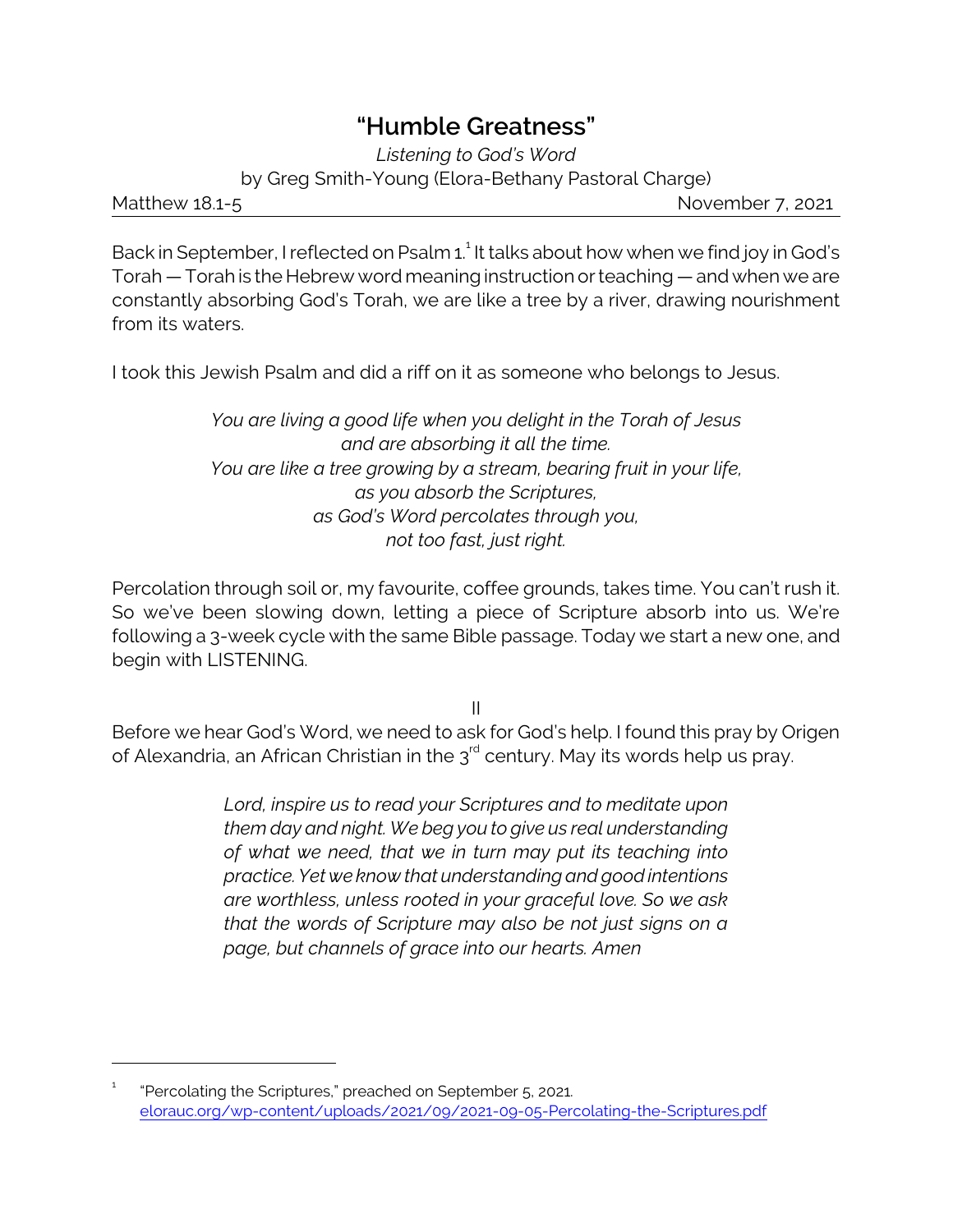# "Humble Greatness"

*Listening to God's Word*

by Greg Smith-Young (Elora-Bethany Pastoral Charge)

Matthew 18.1-5 November 7, 2021

Back in September, I reflected on Psalm 1.[1] It talks about how when we find joy in God's Torah — Torah is the Hebrew word meaning instruction or teaching — and when we are constantly absorbing God's Torah, we are like a tree by a river, drawing nourishment from its waters.

I took this Jewish Psalm and did a riff on it as someone who belongs to Jesus.

*You are living a good life when you delight in the Torah of Jesus*
*and are absorbing it all the time.*
*You are like a tree growing by a stream, bearing fruit in your life,*
*as you absorb the Scriptures,*
*as God's Word percolates through you,*
*not too fast, just right.*

Percolation through soil or, my favourite, coffee grounds, takes time. You can't rush it. So we've been slowing down, letting a piece of Scripture absorb into us. We're following a 3-week cycle with the same Bible passage. Today we start a new one, and begin with LISTENING.

II

Before we hear God's Word, we need to ask for God's help. I found this pray by Origen of Alexandria, an African Christian in the 3rd century. May its words help us pray.

> *Lord, inspire us to read your Scriptures and to meditate upon them day and night. We beg you to give us real understanding of what we need, that we in turn may put its teaching into practice. Yet we know that understanding and good intentions are worthless, unless rooted in your graceful love. So we ask that the words of Scripture may also be not just signs on a page, but channels of grace into our hearts. Amen*

---

[1] "Percolating the Scriptures," preached on September 5, 2021. elorauc.org/wp-content/uploads/2021/09/2021-09-05-Percolating-the-Scriptures.pdf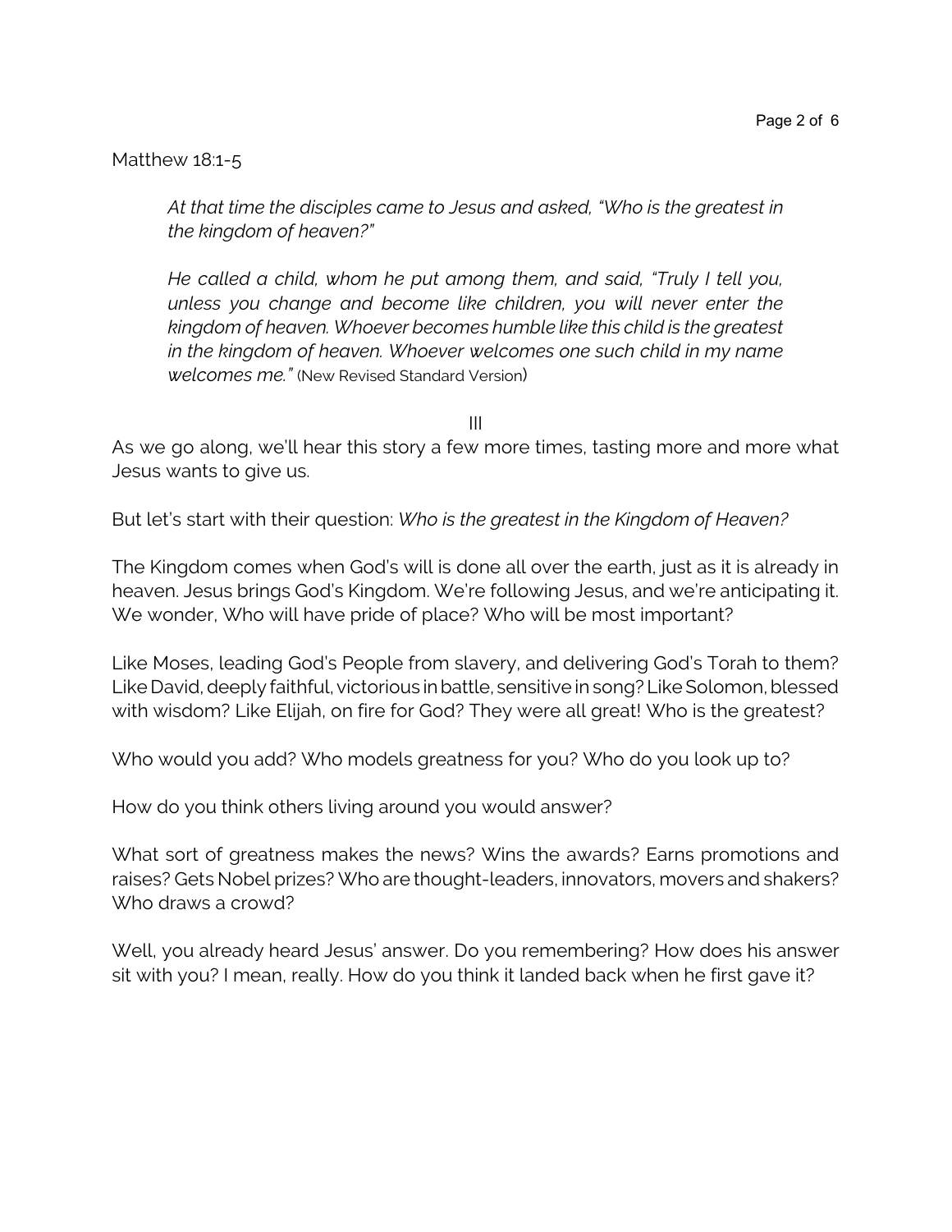Matthew 18:1-5

> *At that time the disciples came to Jesus and asked, "Who is the greatest in the kingdom of heaven?"*
>
> *He called a child, whom he put among them, and said, "Truly I tell you, unless you change and become like children, you will never enter the kingdom of heaven. Whoever becomes humble like this child is the greatest in the kingdom of heaven. Whoever welcomes one such child in my name welcomes me."* (New Revised Standard Version)

III

As we go along, we'll hear this story a few more times, tasting more and more what Jesus wants to give us.

But let's start with their question: *Who is the greatest in the Kingdom of Heaven?*

The Kingdom comes when God's will is done all over the earth, just as it is already in heaven. Jesus brings God's Kingdom. We're following Jesus, and we're anticipating it. We wonder, Who will have pride of place? Who will be most important?

Like Moses, leading God's People from slavery, and delivering God's Torah to them? Like David, deeply faithful, victorious in battle, sensitive in song? Like Solomon, blessed with wisdom? Like Elijah, on fire for God? They were all great! Who is the greatest?

Who would you add? Who models greatness for you? Who do you look up to?

How do you think others living around you would answer?

What sort of greatness makes the news? Wins the awards? Earns promotions and raises? Gets Nobel prizes? Who are thought-leaders, innovators, movers and shakers? Who draws a crowd?

Well, you already heard Jesus' answer. Do you remembering? How does his answer sit with you? I mean, really. How do you think it landed back when he first gave it?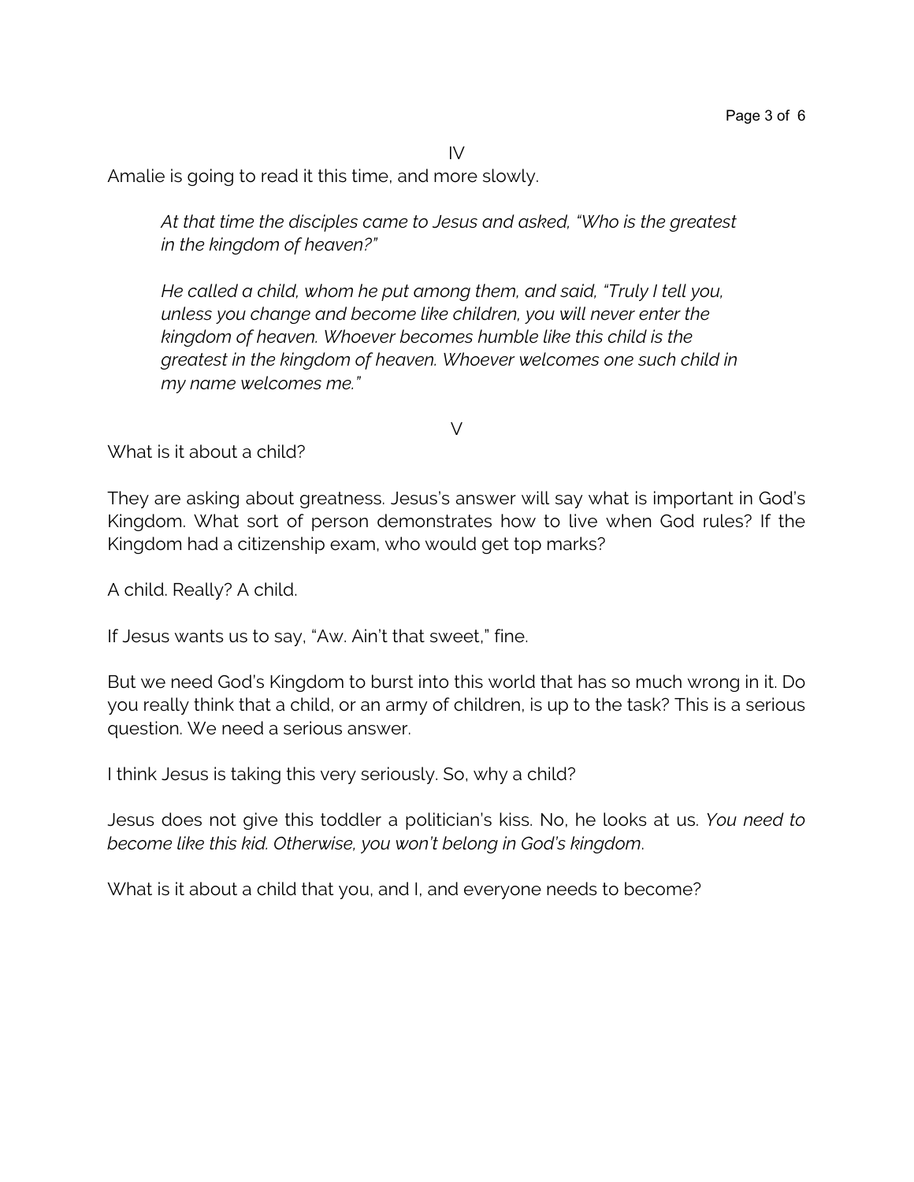IV

Amalie is going to read it this time, and more slowly.

> *At that time the disciples came to Jesus and asked, "Who is the greatest in the kingdom of heaven?"*
>
> *He called a child, whom he put among them, and said, "Truly I tell you, unless you change and become like children, you will never enter the kingdom of heaven. Whoever becomes humble like this child is the greatest in the kingdom of heaven. Whoever welcomes one such child in my name welcomes me."*

V

What is it about a child?

They are asking about greatness. Jesus's answer will say what is important in God's Kingdom. What sort of person demonstrates how to live when God rules? If the Kingdom had a citizenship exam, who would get top marks?

A child. Really? A child.

If Jesus wants us to say, "Aw. Ain't that sweet," fine.

But we need God's Kingdom to burst into this world that has so much wrong in it. Do you really think that a child, or an army of children, is up to the task? This is a serious question. We need a serious answer.

I think Jesus is taking this very seriously. So, why a child?

Jesus does not give this toddler a politician's kiss. No, he looks at us. *You need to become like this kid. Otherwise, you won't belong in God's kingdom.*

What is it about a child that you, and I, and everyone needs to become?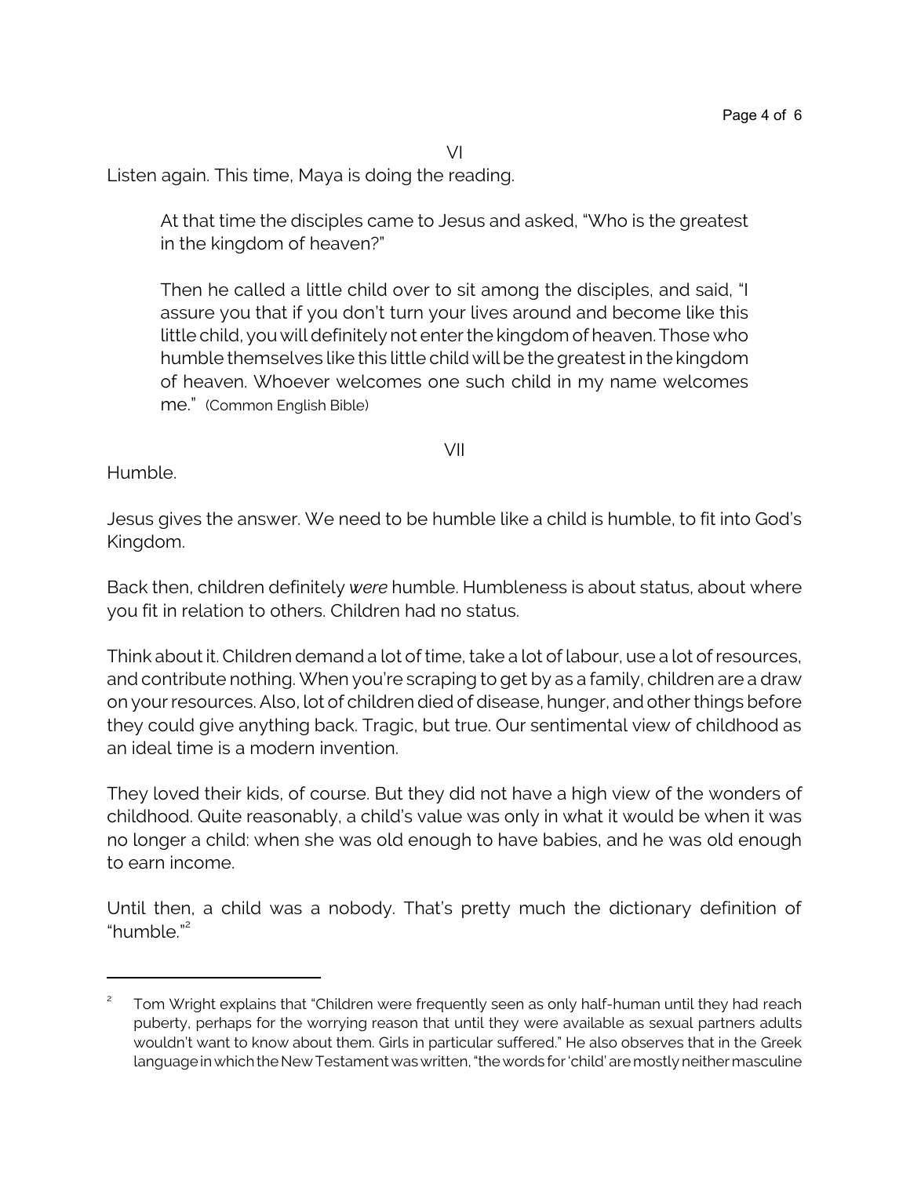VI

Listen again. This time, Maya is doing the reading.

> At that time the disciples came to Jesus and asked, "Who is the greatest in the kingdom of heaven?"
>
> Then he called a little child over to sit among the disciples, and said, "I assure you that if you don't turn your lives around and become like this little child, you will definitely not enter the kingdom of heaven. Those who humble themselves like this little child will be the greatest in the kingdom of heaven. Whoever welcomes one such child in my name welcomes me." (Common English Bible)

VII

Humble.

Jesus gives the answer. We need to be humble like a child is humble, to fit into God's Kingdom.

Back then, children definitely *were* humble. Humbleness is about status, about where you fit in relation to others. Children had no status.

Think about it. Children demand a lot of time, take a lot of labour, use a lot of resources, and contribute nothing. When you're scraping to get by as a family, children are a draw on your resources. Also, lot of children died of disease, hunger, and other things before they could give anything back. Tragic, but true. Our sentimental view of childhood as an ideal time is a modern invention.

They loved their kids, of course. But they did not have a high view of the wonders of childhood. Quite reasonably, a child's value was only in what it would be when it was no longer a child: when she was old enough to have babies, and he was old enough to earn income.

Until then, a child was a nobody. That's pretty much the dictionary definition of "humble."[2]

---

[2] Tom Wright explains that "Children were frequently seen as only half-human until they had reach puberty, perhaps for the worrying reason that until they were available as sexual partners adults wouldn't want to know about them. Girls in particular suffered." He also observes that in the Greek language in which the New Testament was written, "the words for 'child' are mostly neither masculine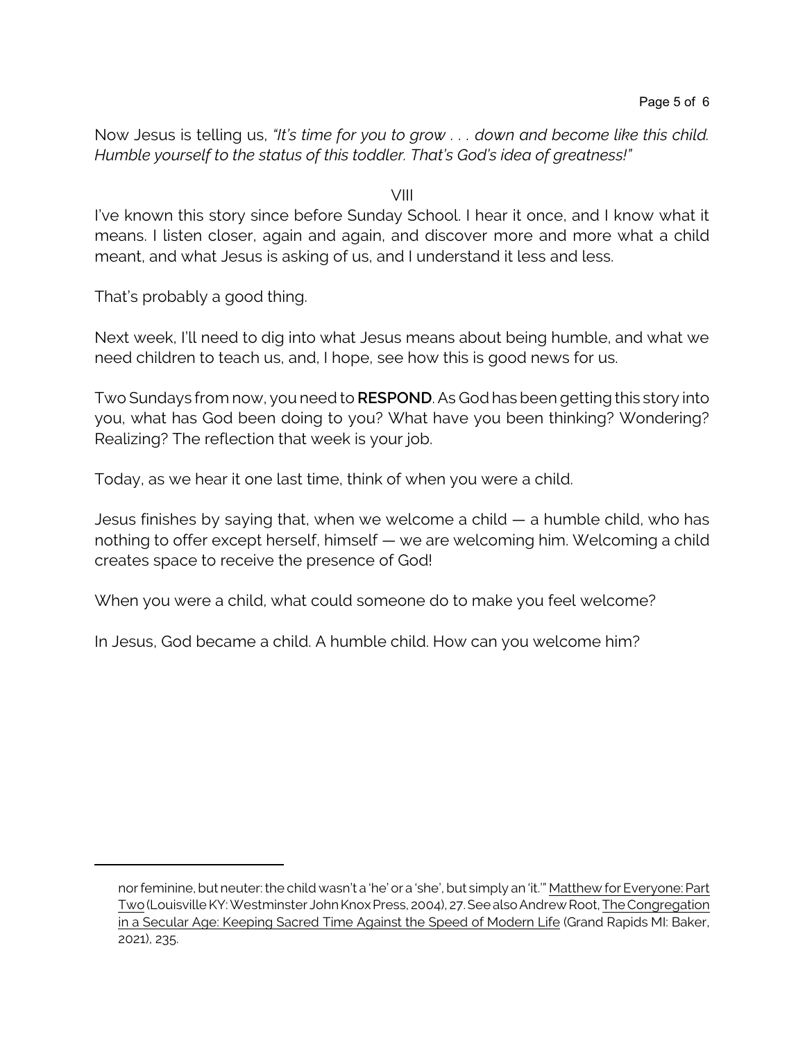Now Jesus is telling us, *"It's time for you to grow . . . down and become like this child. Humble yourself to the status of this toddler. That's God's idea of greatness!"*

VIII

I've known this story since before Sunday School. I hear it once, and I know what it means. I listen closer, again and again, and discover more and more what a child meant, and what Jesus is asking of us, and I understand it less and less.

That's probably a good thing.

Next week, I'll need to dig into what Jesus means about being humble, and what we need children to teach us, and, I hope, see how this is good news for us.

Two Sundays from now, you need to **RESPOND**. As God has been getting this story into you, what has God been doing to you? What have you been thinking? Wondering? Realizing? The reflection that week is your job.

Today, as we hear it one last time, think of when you were a child.

Jesus finishes by saying that, when we welcome a child — a humble child, who has nothing to offer except herself, himself — we are welcoming him. Welcoming a child creates space to receive the presence of God!

When you were a child, what could someone do to make you feel welcome?

In Jesus, God became a child. A humble child. How can you welcome him?

---

nor feminine, but neuter: the child wasn't a 'he' or a 'she', but simply an 'it.'" Matthew for Everyone: Part Two (Louisville KY: Westminster John Knox Press, 2004), 27. See also Andrew Root, The Congregation in a Secular Age: Keeping Sacred Time Against the Speed of Modern Life (Grand Rapids MI: Baker, 2021), 235.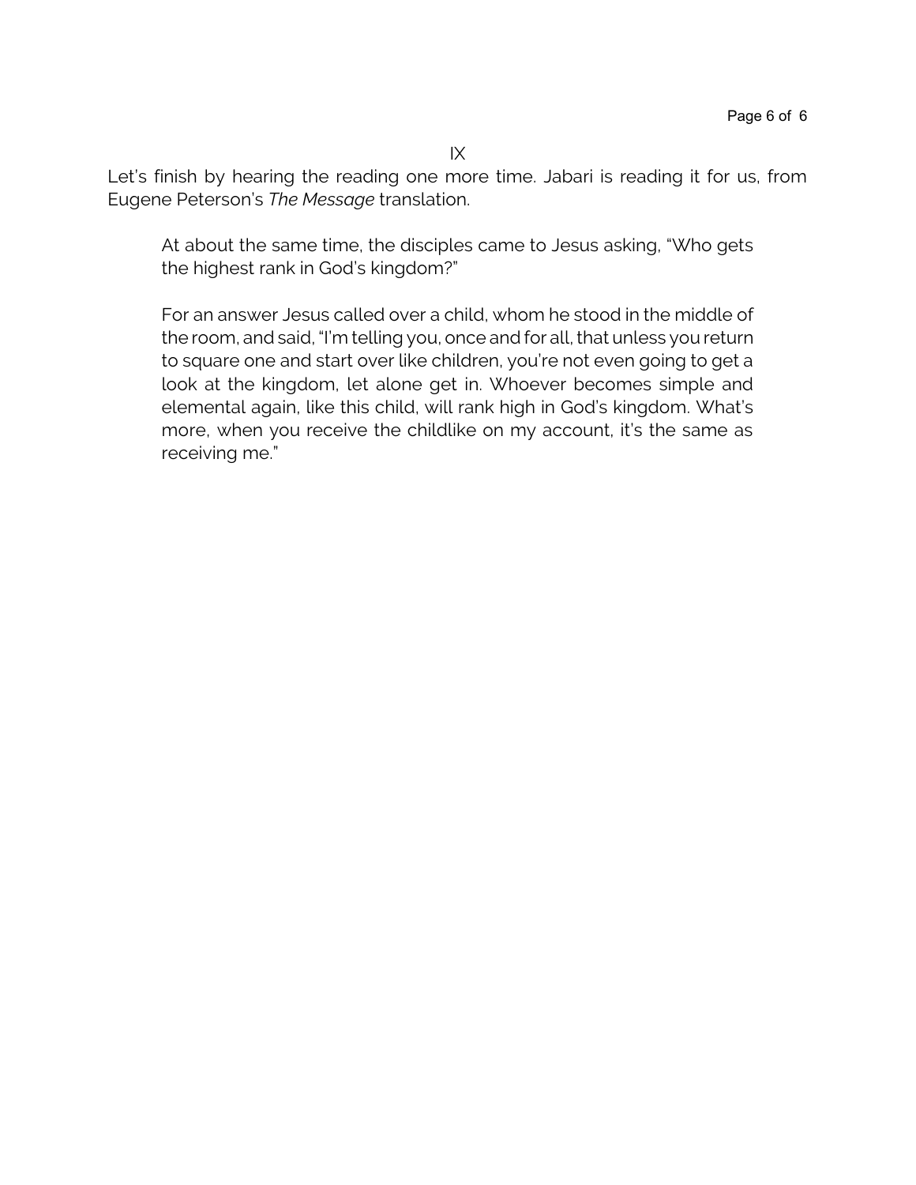IX

Let's finish by hearing the reading one more time. Jabari is reading it for us, from Eugene Peterson's *The Message* translation.

> At about the same time, the disciples came to Jesus asking, "Who gets the highest rank in God's kingdom?"
>
> For an answer Jesus called over a child, whom he stood in the middle of the room, and said, "I'm telling you, once and for all, that unless you return to square one and start over like children, you're not even going to get a look at the kingdom, let alone get in. Whoever becomes simple and elemental again, like this child, will rank high in God's kingdom. What's more, when you receive the childlike on my account, it's the same as receiving me."